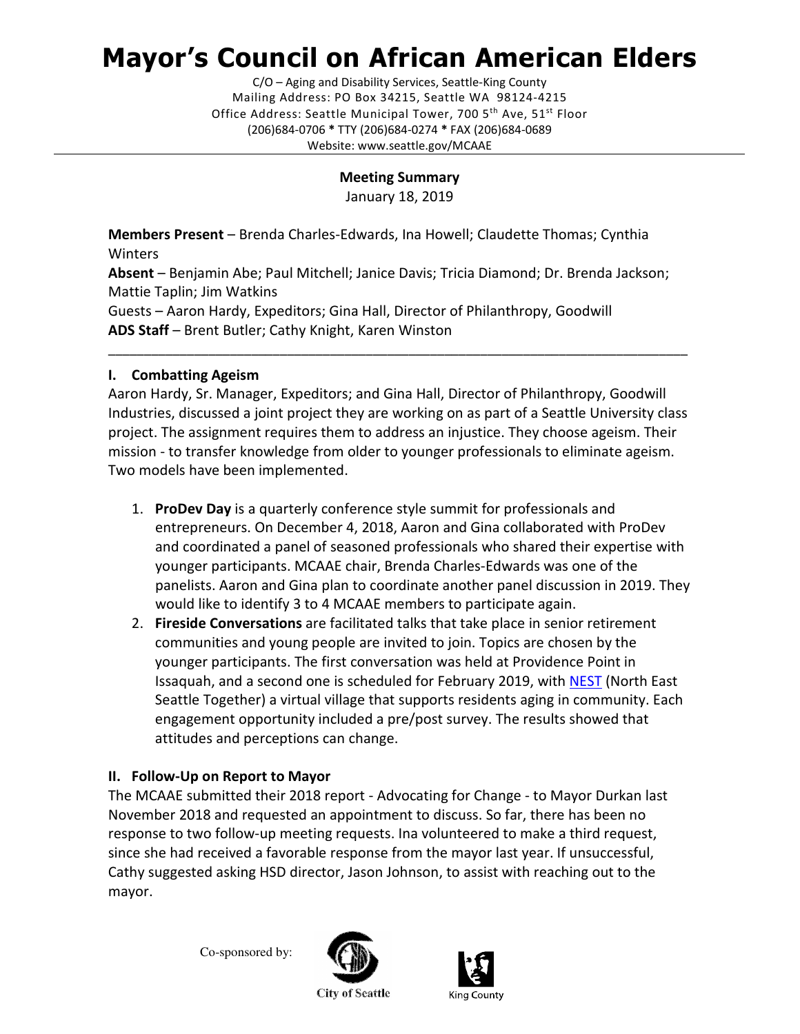# Mayor's Council on African American Elders

C/O – Aging and Disability Services, Seattle-King County
Mailing Address: PO Box 34215, Seattle WA 98124-4215
Office Address: Seattle Municipal Tower, 700 5th Ave, 51st Floor
(206)684-0706 * TTY (206)684-0274 * FAX (206)684-0689
Website: www.seattle.gov/MCAAE

**Meeting Summary**
January 18, 2019

**Members Present** – Brenda Charles-Edwards, Ina Howell; Claudette Thomas; Cynthia Winters
**Absent** – Benjamin Abe; Paul Mitchell; Janice Davis; Tricia Diamond; Dr. Brenda Jackson; Mattie Taplin; Jim Watkins
Guests – Aaron Hardy, Expeditors; Gina Hall, Director of Philanthropy, Goodwill
**ADS Staff** – Brent Butler; Cathy Knight, Karen Winston

---

## I. Combatting Ageism

Aaron Hardy, Sr. Manager, Expeditors; and Gina Hall, Director of Philanthropy, Goodwill Industries, discussed a joint project they are working on as part of a Seattle University class project. The assignment requires them to address an injustice. They choose ageism. Their mission - to transfer knowledge from older to younger professionals to eliminate ageism. Two models have been implemented.

1. **ProDev Day** is a quarterly conference style summit for professionals and entrepreneurs. On December 4, 2018, Aaron and Gina collaborated with ProDev and coordinated a panel of seasoned professionals who shared their expertise with younger participants. MCAAE chair, Brenda Charles-Edwards was one of the panelists. Aaron and Gina plan to coordinate another panel discussion in 2019. They would like to identify 3 to 4 MCAAE members to participate again.
2. **Fireside Conversations** are facilitated talks that take place in senior retirement communities and young people are invited to join. Topics are chosen by the younger participants. The first conversation was held at Providence Point in Issaquah, and a second one is scheduled for February 2019, with NEST (North East Seattle Together) a virtual village that supports residents aging in community. Each engagement opportunity included a pre/post survey. The results showed that attitudes and perceptions can change.

## II. Follow-Up on Report to Mayor

The MCAAE submitted their 2018 report - Advocating for Change - to Mayor Durkan last November 2018 and requested an appointment to discuss. So far, there has been no response to two follow-up meeting requests. Ina volunteered to make a third request, since she had received a favorable response from the mayor last year. If unsuccessful, Cathy suggested asking HSD director, Jason Johnson, to assist with reaching out to the mayor.

Co-sponsored by: City of Seattle, King County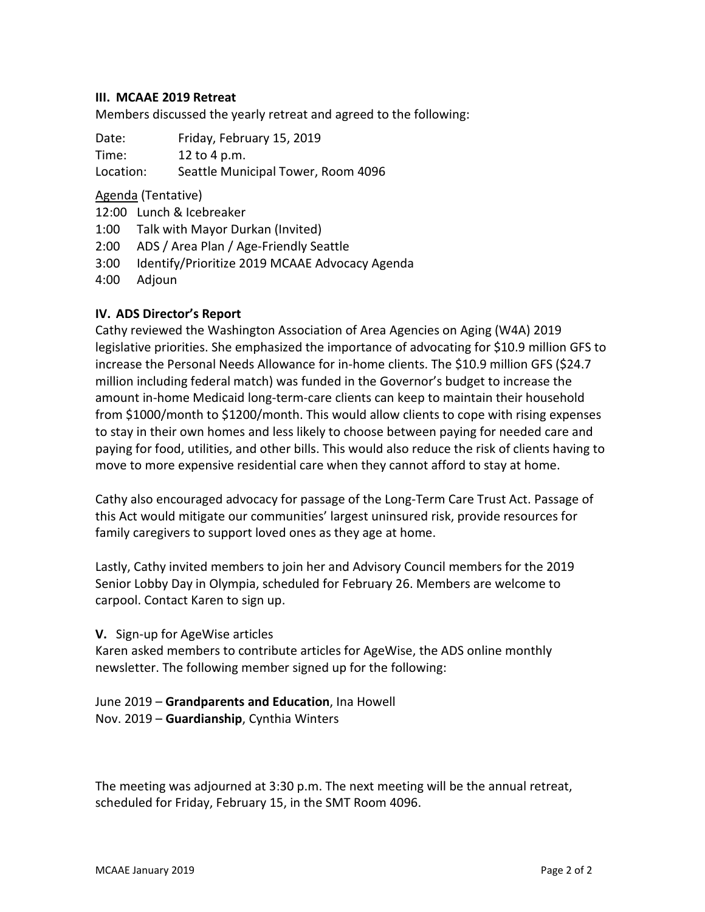### III. MCAAE 2019 Retreat

Members discussed the yearly retreat and agreed to the following:

Date: Friday, February 15, 2019
Time: 12 to 4 p.m.
Location: Seattle Municipal Tower, Room 4096

Agenda (Tentative)

12:00 Lunch & Icebreaker
1:00 Talk with Mayor Durkan (Invited)
2:00 ADS / Area Plan / Age-Friendly Seattle
3:00 Identify/Prioritize 2019 MCAAE Advocacy Agenda
4:00 Adjoun

### IV. ADS Director's Report

Cathy reviewed the Washington Association of Area Agencies on Aging (W4A) 2019 legislative priorities. She emphasized the importance of advocating for $10.9 million GFS to increase the Personal Needs Allowance for in-home clients. The $10.9 million GFS ($24.7 million including federal match) was funded in the Governor's budget to increase the amount in-home Medicaid long-term-care clients can keep to maintain their household from $1000/month to $1200/month. This would allow clients to cope with rising expenses to stay in their own homes and less likely to choose between paying for needed care and paying for food, utilities, and other bills. This would also reduce the risk of clients having to move to more expensive residential care when they cannot afford to stay at home.

Cathy also encouraged advocacy for passage of the Long-Term Care Trust Act. Passage of this Act would mitigate our communities' largest uninsured risk, provide resources for family caregivers to support loved ones as they age at home.

Lastly, Cathy invited members to join her and Advisory Council members for the 2019 Senior Lobby Day in Olympia, scheduled for February 26. Members are welcome to carpool. Contact Karen to sign up.

**V.** Sign-up for AgeWise articles

Karen asked members to contribute articles for AgeWise, the ADS online monthly newsletter. The following member signed up for the following:

June 2019 – **Grandparents and Education**, Ina Howell
Nov. 2019 – **Guardianship**, Cynthia Winters

The meeting was adjourned at 3:30 p.m. The next meeting will be the annual retreat, scheduled for Friday, February 15, in the SMT Room 4096.